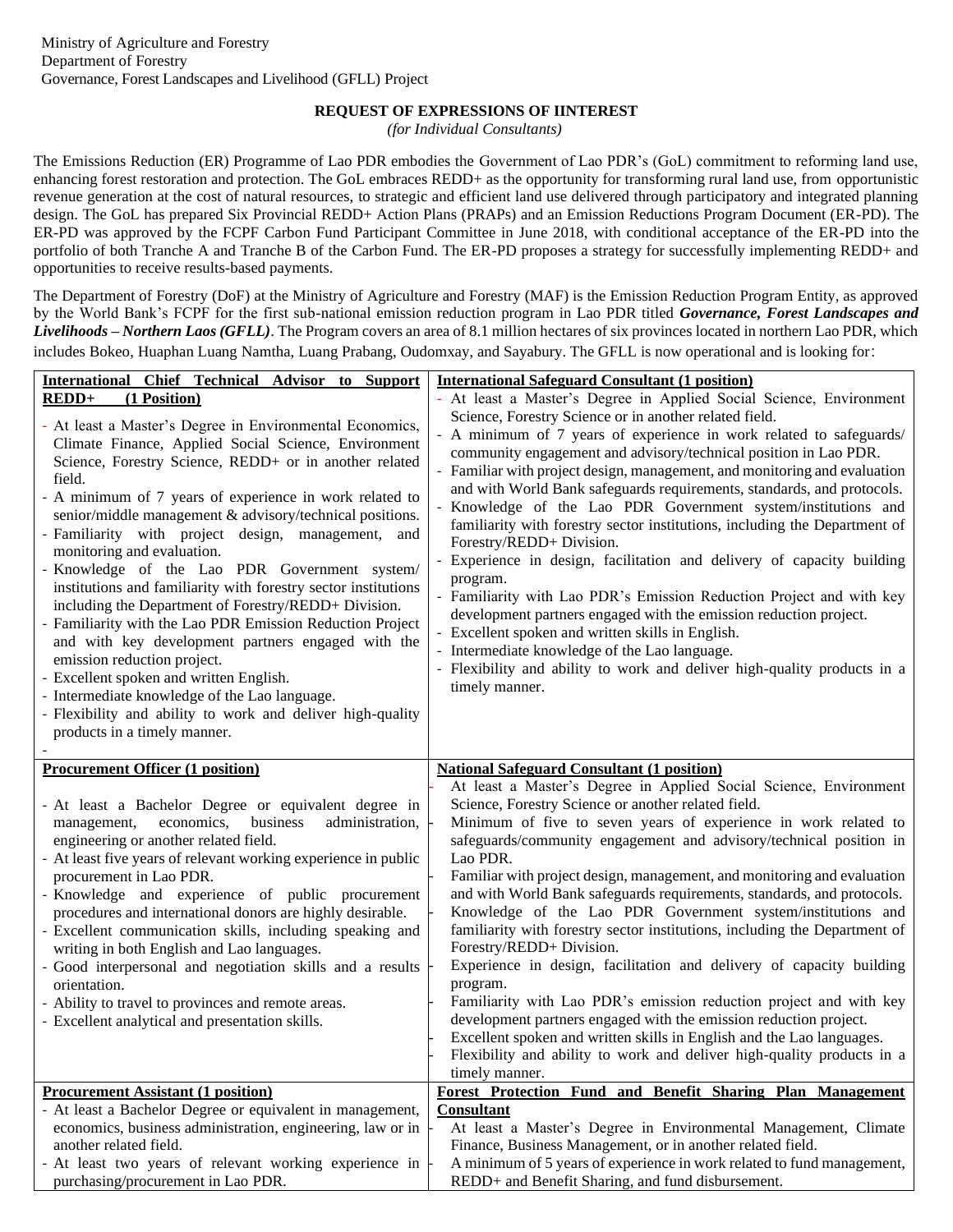Ministry of Agriculture and Forestry
Department of Forestry
Governance, Forest Landscapes and Livelihood (GFLL) Project

**REQUEST OF EXPRESSIONS OF IINTEREST**
*(for Individual Consultants)*

The Emissions Reduction (ER) Programme of Lao PDR embodies the Government of Lao PDR's (GoL) commitment to reforming land use, enhancing forest restoration and protection. The GoL embraces REDD+ as the opportunity for transforming rural land use, from opportunistic revenue generation at the cost of natural resources, to strategic and efficient land use delivered through participatory and integrated planning design. The GoL has prepared Six Provincial REDD+ Action Plans (PRAPs) and an Emission Reductions Program Document (ER-PD). The ER-PD was approved by the FCPF Carbon Fund Participant Committee in June 2018, with conditional acceptance of the ER-PD into the portfolio of both Tranche A and Tranche B of the Carbon Fund. The ER-PD proposes a strategy for successfully implementing REDD+ and opportunities to receive results-based payments.

The Department of Forestry (DoF) at the Ministry of Agriculture and Forestry (MAF) is the Emission Reduction Program Entity, as approved by the World Bank's FCPF for the first sub-national emission reduction program in Lao PDR titled ***Governance, Forest Landscapes and Livelihoods – Northern Laos (GFLL)***. The Program covers an area of 8.1 million hectares of six provinces located in northern Lao PDR, which includes Bokeo, Huaphan Luang Namtha, Luang Prabang, Oudomxay, and Sayabury. The GFLL is now operational and is looking for:

| | |
|---|---|
| **International Chief Technical Advisor to Support REDD+ (1 Position)**<br><br>- At least a Master's Degree in Environmental Economics, Climate Finance, Applied Social Science, Environment Science, Forestry Science, REDD+ or in another related field.<br>- A minimum of 7 years of experience in work related to senior/middle management & advisory/technical positions.<br>- Familiarity with project design, management, and monitoring and evaluation.<br>- Knowledge of the Lao PDR Government system/ institutions and familiarity with forestry sector institutions including the Department of Forestry/REDD+ Division.<br>- Familiarity with the Lao PDR Emission Reduction Project and with key development partners engaged with the emission reduction project.<br>- Excellent spoken and written English.<br>- Intermediate knowledge of the Lao language.<br>- Flexibility and ability to work and deliver high-quality products in a timely manner.<br>- | **International Safeguard Consultant (1 position)**<br><br>- At least a Master's Degree in Applied Social Science, Environment Science, Forestry Science or in another related field.<br>- A minimum of 7 years of experience in work related to safeguards/ community engagement and advisory/technical position in Lao PDR.<br>- Familiar with project design, management, and monitoring and evaluation and with World Bank safeguards requirements, standards, and protocols.<br>- Knowledge of the Lao PDR Government system/institutions and familiarity with forestry sector institutions, including the Department of Forestry/REDD+ Division.<br>- Experience in design, facilitation and delivery of capacity building program.<br>- Familiarity with Lao PDR's Emission Reduction Project and with key development partners engaged with the emission reduction project.<br>- Excellent spoken and written skills in English.<br>- Intermediate knowledge of the Lao language.<br>- Flexibility and ability to work and deliver high-quality products in a timely manner. |
| **Procurement Officer (1 position)**<br><br>- At least a Bachelor Degree or equivalent degree in management, economics, business administration, engineering or another related field.<br>- At least five years of relevant working experience in public procurement in Lao PDR.<br>- Knowledge and experience of public procurement procedures and international donors are highly desirable.<br>- Excellent communication skills, including speaking and writing in both English and Lao languages.<br>- Good interpersonal and negotiation skills and a results orientation.<br>- Ability to travel to provinces and remote areas.<br>- Excellent analytical and presentation skills. | **National Safeguard Consultant (1 position)**<br><br>- At least a Master's Degree in Applied Social Science, Environment Science, Forestry Science or another related field.<br>- Minimum of five to seven years of experience in work related to safeguards/community engagement and advisory/technical position in Lao PDR.<br>- Familiar with project design, management, and monitoring and evaluation and with World Bank safeguards requirements, standards, and protocols.<br>- Knowledge of the Lao PDR Government system/institutions and familiarity with forestry sector institutions, including the Department of Forestry/REDD+ Division.<br>- Experience in design, facilitation and delivery of capacity building program.<br>- Familiarity with Lao PDR's emission reduction project and with key development partners engaged with the emission reduction project.<br>- Excellent spoken and written skills in English and the Lao languages.<br>- Flexibility and ability to work and deliver high-quality products in a timely manner. |
| **Procurement Assistant (1 position)**<br><br>- At least a Bachelor Degree or equivalent in management, economics, business administration, engineering, law or in another related field.<br>- At least two years of relevant working experience in purchasing/procurement in Lao PDR. | **Forest Protection Fund and Benefit Sharing Plan Management Consultant**<br><br>- At least a Master's Degree in Environmental Management, Climate Finance, Business Management, or in another related field.<br>- A minimum of 5 years of experience in work related to fund management, REDD+ and Benefit Sharing, and fund disbursement. |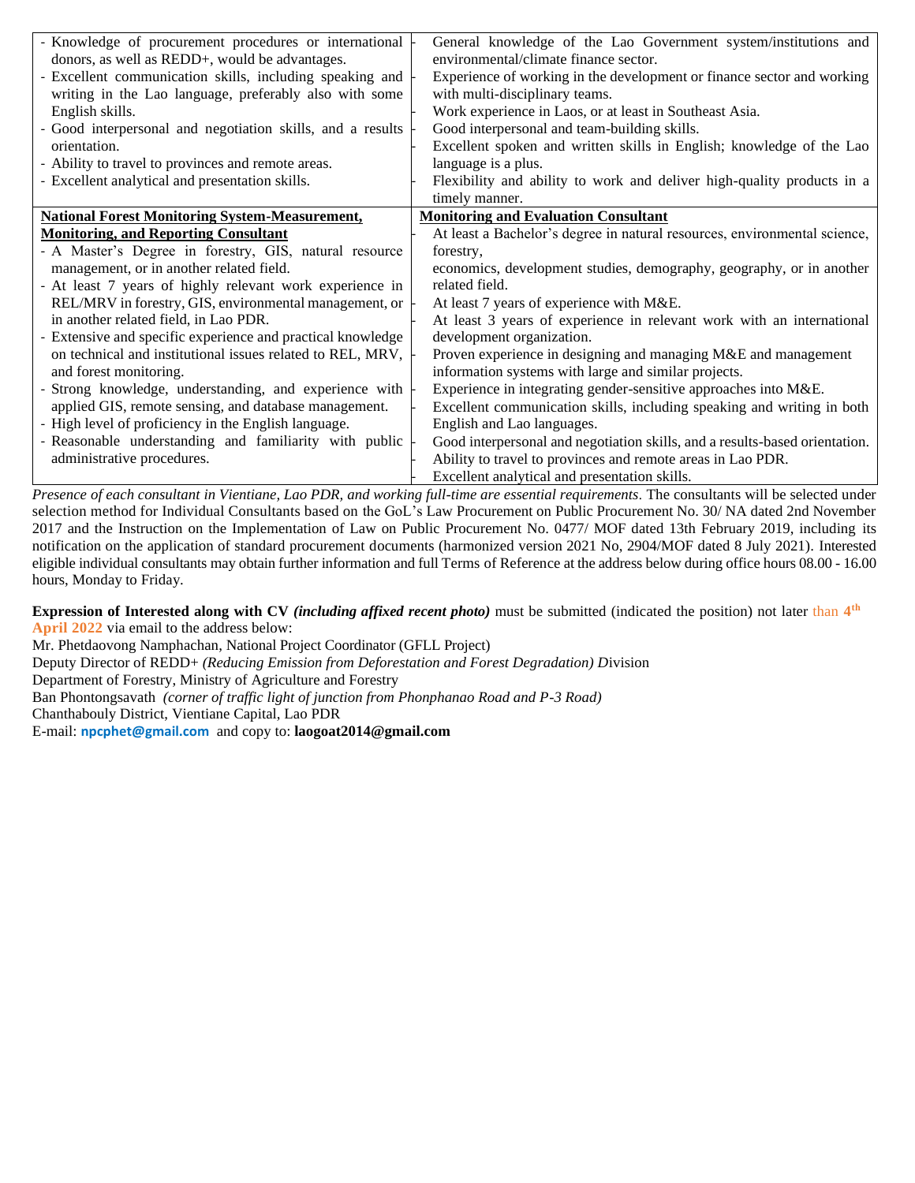| | |
|---|---|
| - Knowledge of procurement procedures or international donors, as well as REDD+, would be advantages.<br>- Excellent communication skills, including speaking and writing in the Lao language, preferably also with some English skills.<br>- Good interpersonal and negotiation skills, and a results orientation.<br>- Ability to travel to provinces and remote areas.<br>- Excellent analytical and presentation skills. | - General knowledge of the Lao Government system/institutions and environmental/climate finance sector.<br>- Experience of working in the development or finance sector and working with multi-disciplinary teams.<br>- Work experience in Laos, or at least in Southeast Asia.<br>- Good interpersonal and team-building skills.<br>- Excellent spoken and written skills in English; knowledge of the Lao language is a plus.<br>- Flexibility and ability to work and deliver high-quality products in a timely manner. |
| **National Forest Monitoring System-Measurement, Monitoring, and Reporting Consultant**<br>- A Master's Degree in forestry, GIS, natural resource management, or in another related field.<br>- At least 7 years of highly relevant work experience in REL/MRV in forestry, GIS, environmental management, or in another related field, in Lao PDR.<br>- Extensive and specific experience and practical knowledge on technical and institutional issues related to REL, MRV, and forest monitoring.<br>- Strong knowledge, understanding, and experience with applied GIS, remote sensing, and database management.<br>- High level of proficiency in the English language.<br>- Reasonable understanding and familiarity with public administrative procedures. | **Monitoring and Evaluation Consultant**<br>- At least a Bachelor's degree in natural resources, environmental science, forestry,<br>- economics, development studies, demography, geography, or in another related field.<br>- At least 7 years of experience with M&E.<br>- At least 3 years of experience in relevant work with an international development organization.<br>- Proven experience in designing and managing M&E and management information systems with large and similar projects.<br>- Experience in integrating gender-sensitive approaches into M&E.<br>- Excellent communication skills, including speaking and writing in both English and Lao languages.<br>- Good interpersonal and negotiation skills, and a results-based orientation.<br>- Ability to travel to provinces and remote areas in Lao PDR.<br>- Excellent analytical and presentation skills. |

*Presence of each consultant in Vientiane, Lao PDR, and working full-time are essential requirements*. The consultants will be selected under selection method for Individual Consultants based on the GoL's Law Procurement on Public Procurement No. 30/ NA dated 2nd November 2017 and the Instruction on the Implementation of Law on Public Procurement No. 0477/ MOF dated 13th February 2019, including its notification on the application of standard procurement documents (harmonized version 2021 No, 2904/MOF dated 8 July 2021). Interested eligible individual consultants may obtain further information and full Terms of Reference at the address below during office hours 08.00 - 16.00 hours, Monday to Friday.

**Expression of Interested along with CV** ***(including affixed recent photo)*** must be submitted (indicated the position) not later than **4th April 2022** via email to the address below:

Mr. Phetdaovong Namphachan, National Project Coordinator (GFLL Project)
Deputy Director of REDD+ *(Reducing Emission from Deforestation and Forest Degradation) D*ivision
Department of Forestry, Ministry of Agriculture and Forestry
Ban Phontongsavath *(corner of traffic light of junction from Phonphanao Road and P-3 Road)*
Chanthabouly District, Vientiane Capital, Lao PDR
E-mail: **npcphet@gmail.com** and copy to: **laogoat2014@gmail.com**